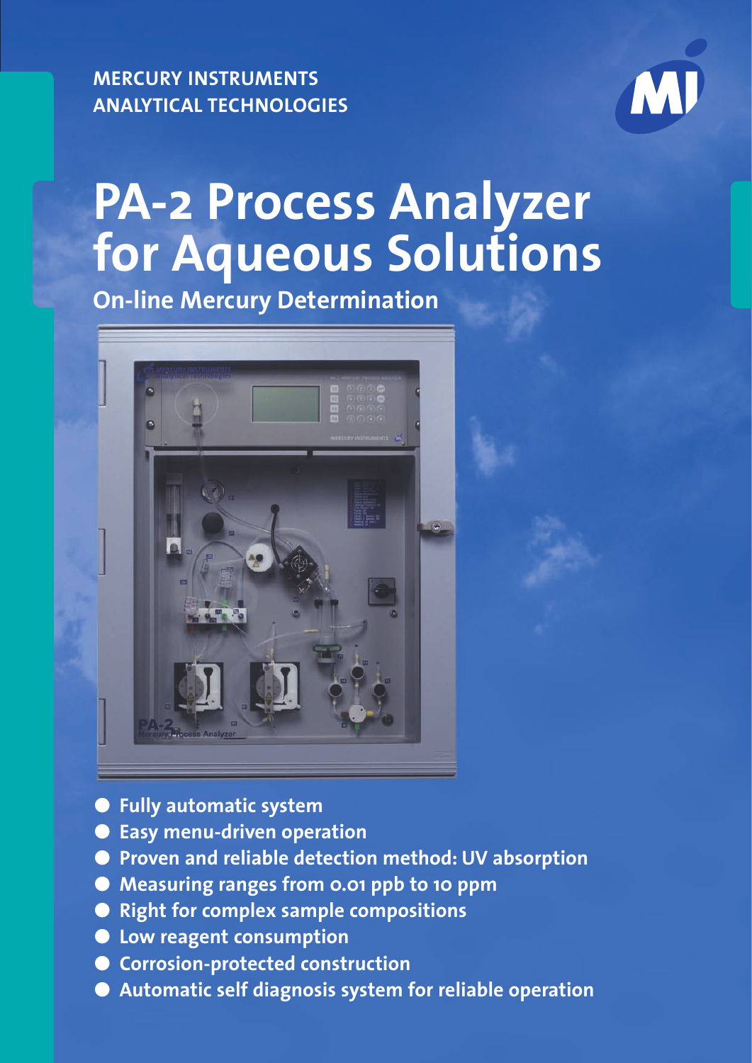MERCURY INSTRUMENTS
ANALYTICAL TECHNOLOGIES

# PA-2 Process Analyzer for Aqueous Solutions

## On-line Mercury Determination

- Fully automatic system
- Easy menu-driven operation
- Proven and reliable detection method: UV absorption
- Measuring ranges from 0.01 ppb to 10 ppm
- Right for complex sample compositions
- Low reagent consumption
- Corrosion-protected construction
- Automatic self diagnosis system for reliable operation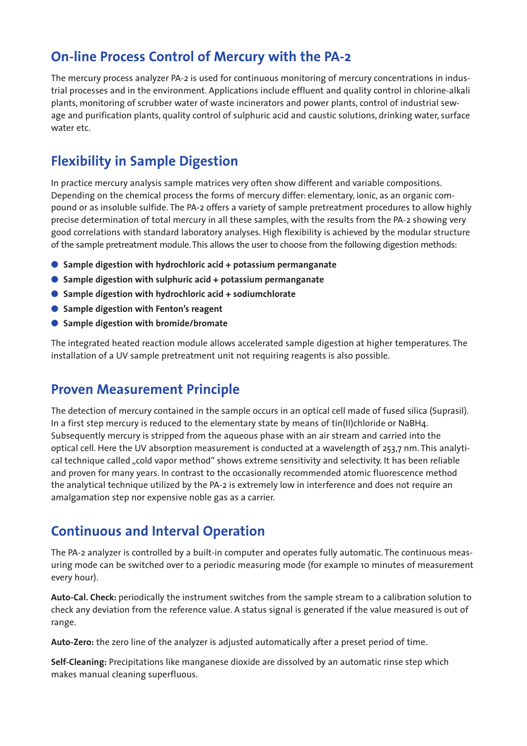## On-line Process Control of Mercury with the PA-2

The mercury process analyzer PA-2 is used for continuous monitoring of mercury concentrations in industrial processes and in the environment. Applications include effluent and quality control in chlorine-alkali plants, monitoring of scrubber water of waste incinerators and power plants, control of industrial sewage and purification plants, quality control of sulphuric acid and caustic solutions, drinking water, surface water etc.

## Flexibility in Sample Digestion

In practice mercury analysis sample matrices very often show different and variable compositions. Depending on the chemical process the forms of mercury differ: elementary, ionic, as an organic compound or as insoluble sulfide. The PA-2 offers a variety of sample pretreatment procedures to allow highly precise determination of total mercury in all these samples, with the results from the PA-2 showing very good correlations with standard laboratory analyses. High flexibility is achieved by the modular structure of the sample pretreatment module. This allows the user to choose from the following digestion methods:

- **Sample digestion with hydrochloric acid + potassium permanganate**
- **Sample digestion with sulphuric acid + potassium permanganate**
- **Sample digestion with hydrochloric acid + sodiumchlorate**
- **Sample digestion with Fenton's reagent**
- **Sample digestion with bromide/bromate**

The integrated heated reaction module allows accelerated sample digestion at higher temperatures. The installation of a UV sample pretreatment unit not requiring reagents is also possible.

## Proven Measurement Principle

The detection of mercury contained in the sample occurs in an optical cell made of fused silica (Suprasil). In a first step mercury is reduced to the elementary state by means of tin(II)chloride or $NaBH_4$. Subsequently mercury is stripped from the aqueous phase with an air stream and carried into the optical cell. Here the UV absorption measurement is conducted at a wavelength of 253,7 nm. This analytical technique called „cold vapor method" shows extreme sensitivity and selectivity. It has been reliable and proven for many years. In contrast to the occasionally recommended atomic fluorescence method the analytical technique utilized by the PA-2 is extremely low in interference and does not require an amalgamation step nor expensive noble gas as a carrier.

## Continuous and Interval Operation

The PA-2 analyzer is controlled by a built-in computer and operates fully automatic. The continuous measuring mode can be switched over to a periodic measuring mode (for example 10 minutes of measurement every hour).

**Auto-Cal. Check:** periodically the instrument switches from the sample stream to a calibration solution to check any deviation from the reference value. A status signal is generated if the value measured is out of range.

**Auto-Zero:** the zero line of the analyzer is adjusted automatically after a preset period of time.

**Self-Cleaning:** Precipitations like manganese dioxide are dissolved by an automatic rinse step which makes manual cleaning superfluous.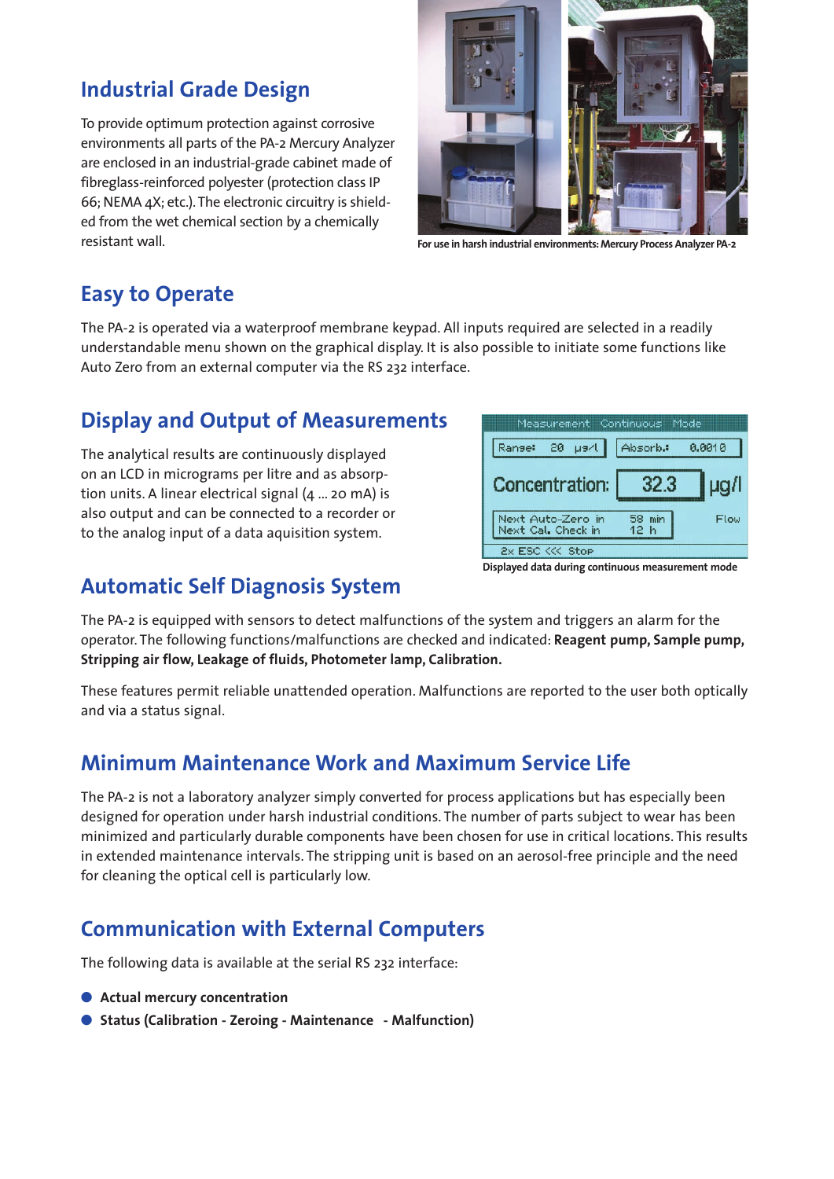## Industrial Grade Design

To provide optimum protection against corrosive environments all parts of the PA-2 Mercury Analyzer are enclosed in an industrial-grade cabinet made of fibreglass-reinforced polyester (protection class IP 66; NEMA 4X; etc.). The electronic circuitry is shielded from the wet chemical section by a chemically resistant wall.

For use in harsh industrial environments: Mercury Process Analyzer PA-2

## Easy to Operate

The PA-2 is operated via a waterproof membrane keypad. All inputs required are selected in a readily understandable menu shown on the graphical display. It is also possible to initiate some functions like Auto Zero from an external computer via the RS 232 interface.

## Display and Output of Measurements

The analytical results are continuously displayed on an LCD in micrograms per litre and as absorption units. A linear electrical signal (4 ... 20 mA) is also output and can be connected to a recorder or to the analog input of a data aquisition system.

Displayed data during continuous measurement mode

## Automatic Self Diagnosis System

The PA-2 is equipped with sensors to detect malfunctions of the system and triggers an alarm for the operator. The following functions/malfunctions are checked and indicated: **Reagent pump, Sample pump, Stripping air flow, Leakage of fluids, Photometer lamp, Calibration.**

These features permit reliable unattended operation. Malfunctions are reported to the user both optically and via a status signal.

## Minimum Maintenance Work and Maximum Service Life

The PA-2 is not a laboratory analyzer simply converted for process applications but has especially been designed for operation under harsh industrial conditions. The number of parts subject to wear has been minimized and particularly durable components have been chosen for use in critical locations. This results in extended maintenance intervals. The stripping unit is based on an aerosol-free principle and the need for cleaning the optical cell is particularly low.

## Communication with External Computers

The following data is available at the serial RS 232 interface:

- **Actual mercury concentration**
- **Status (Calibration - Zeroing - Maintenance - Malfunction)**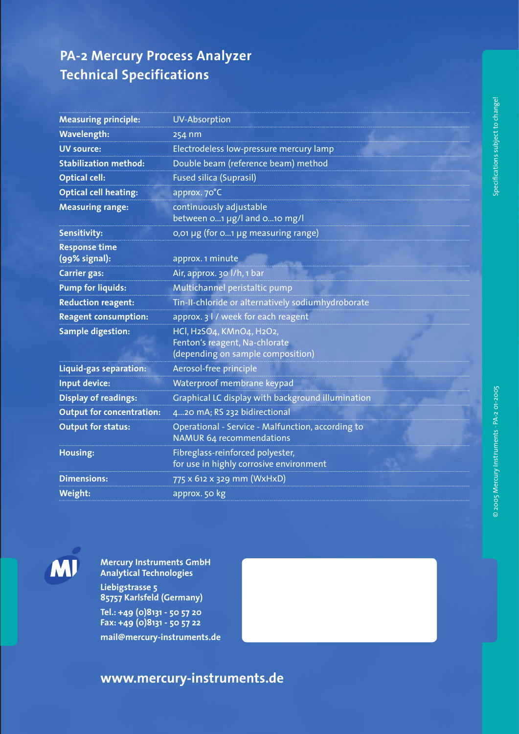# PA-2 Mercury Process Analyzer Technical Specifications

| | |
|---|---|
| **Measuring principle:** | UV-Absorption |
| **Wavelength:** | 254 nm |
| **UV source:** | Electrodeless low-pressure mercury lamp |
| **Stabilization method:** | Double beam (reference beam) method |
| **Optical cell:** | Fused silica (Suprasil) |
| **Optical cell heating:** | approx. 70°C |
| **Measuring range:** | continuously adjustable between 0...1 µg/l and 0...10 mg/l |
| **Sensitivity:** | 0,01 µg (for 0...1 µg measuring range) |
| **Response time (99% signal):** | approx. 1 minute |
| **Carrier gas:** | Air, approx. 30 l/h, 1 bar |
| **Pump for liquids:** | Multichannel peristaltic pump |
| **Reduction reagent:** | Tin-II-chloride or alternatively sodiumhydroborate |
| **Reagent consumption:** | approx. 3 l / week for each reagent |
| **Sample digestion:** | $HCl$, $H_2SO_4$, $KMnO_4$, $H_2O_2$, Fenton's reagent, Na-chlorate (depending on sample composition) |
| **Liquid-gas separation:** | Aerosol-free principle |
| **Input device:** | Waterproof membrane keypad |
| **Display of readings:** | Graphical LC display with background illumination |
| **Output for concentration:** | 4...20 mA; RS 232 bidirectional |
| **Output for status:** | Operational - Service - Malfunction, according to NAMUR 64 recommendations |
| **Housing:** | Fibreglass-reinforced polyester, for use in highly corrosive environment |
| **Dimensions:** | 775 x 612 x 329 mm (WxHxD) |
| **Weight:** | approx. 50 kg |

**Mercury Instruments GmbH**
**Analytical Technologies**

**Liebigstrasse 5**
**85757 Karlsfeld (Germany)**

**Tel.: +49 (0)8131 - 50 57 20**
**Fax: +49 (0)8131 - 50 57 22**

**mail@mercury-instruments.de**

**www.mercury-instruments.de**

Specifications subject to change!

© 2005 Mercury Instruments · PA-2 01-2005